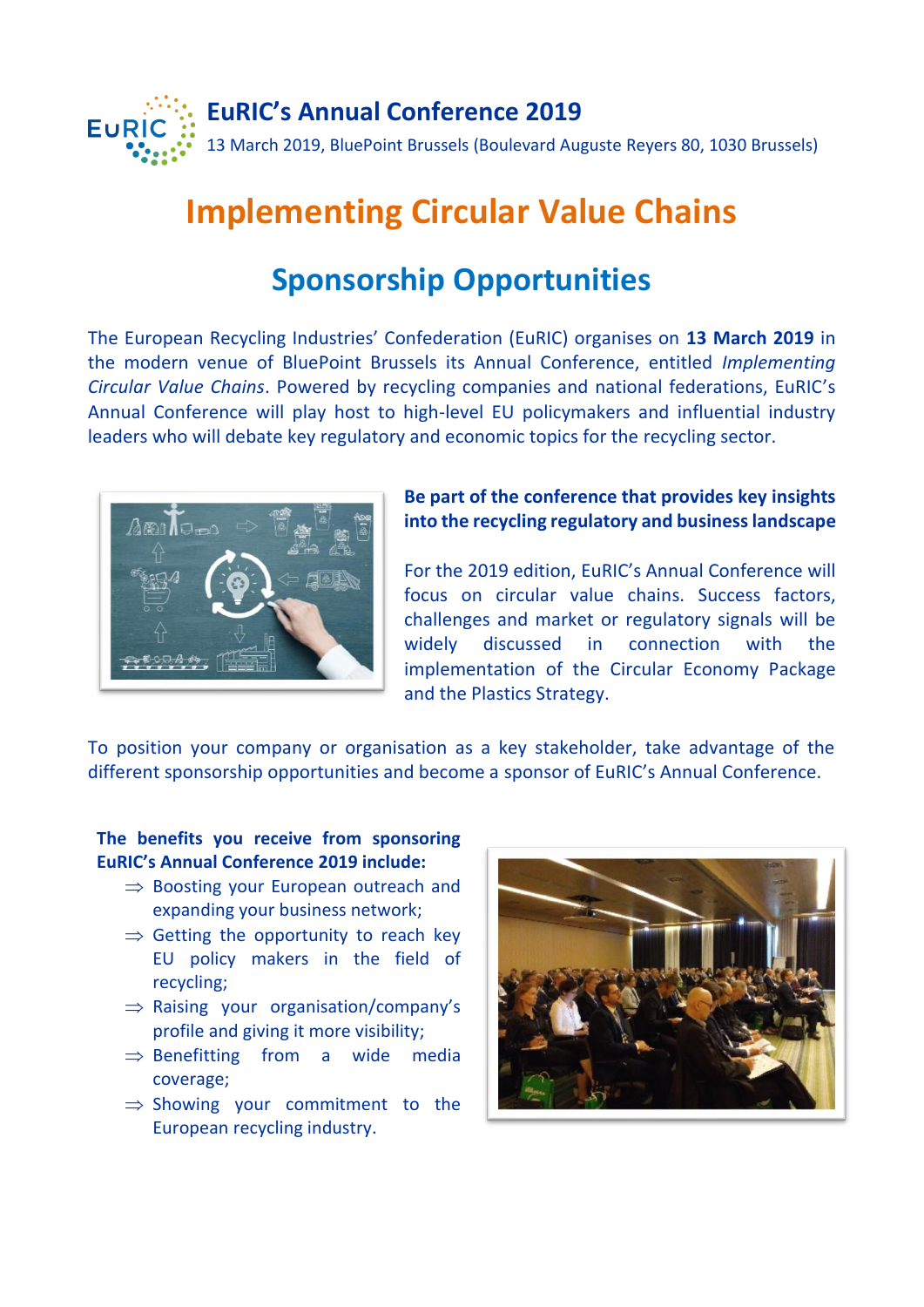**EuRIC's Annual Conference 2019**

13 March 2019, BluePoint Brussels (Boulevard Auguste Reyers 80, 1030 Brussels)

# Implementing Circular Value Chains

## Sponsorship Opportunities

The European Recycling Industries' Confederation (EuRIC) organises on **13 March 2019** in the modern venue of BluePoint Brussels its Annual Conference, entitled *Implementing Circular Value Chains*. Powered by recycling companies and national federations, EuRIC's Annual Conference will play host to high-level EU policymakers and influential industry leaders who will debate key regulatory and economic topics for the recycling sector.

**Be part of the conference that provides key insights into the recycling regulatory and business landscape**

For the 2019 edition, EuRIC's Annual Conference will focus on circular value chains. Success factors, challenges and market or regulatory signals will be widely discussed in connection with the implementation of the Circular Economy Package and the Plastics Strategy.

To position your company or organisation as a key stakeholder, take advantage of the different sponsorship opportunities and become a sponsor of EuRIC's Annual Conference.

**The benefits you receive from sponsoring EuRIC's Annual Conference 2019 include:**

- ⇒ Boosting your European outreach and expanding your business network;
- ⇒ Getting the opportunity to reach key EU policy makers in the field of recycling;
- ⇒ Raising your organisation/company's profile and giving it more visibility;
- ⇒ Benefitting from a wide media coverage;
- ⇒ Showing your commitment to the European recycling industry.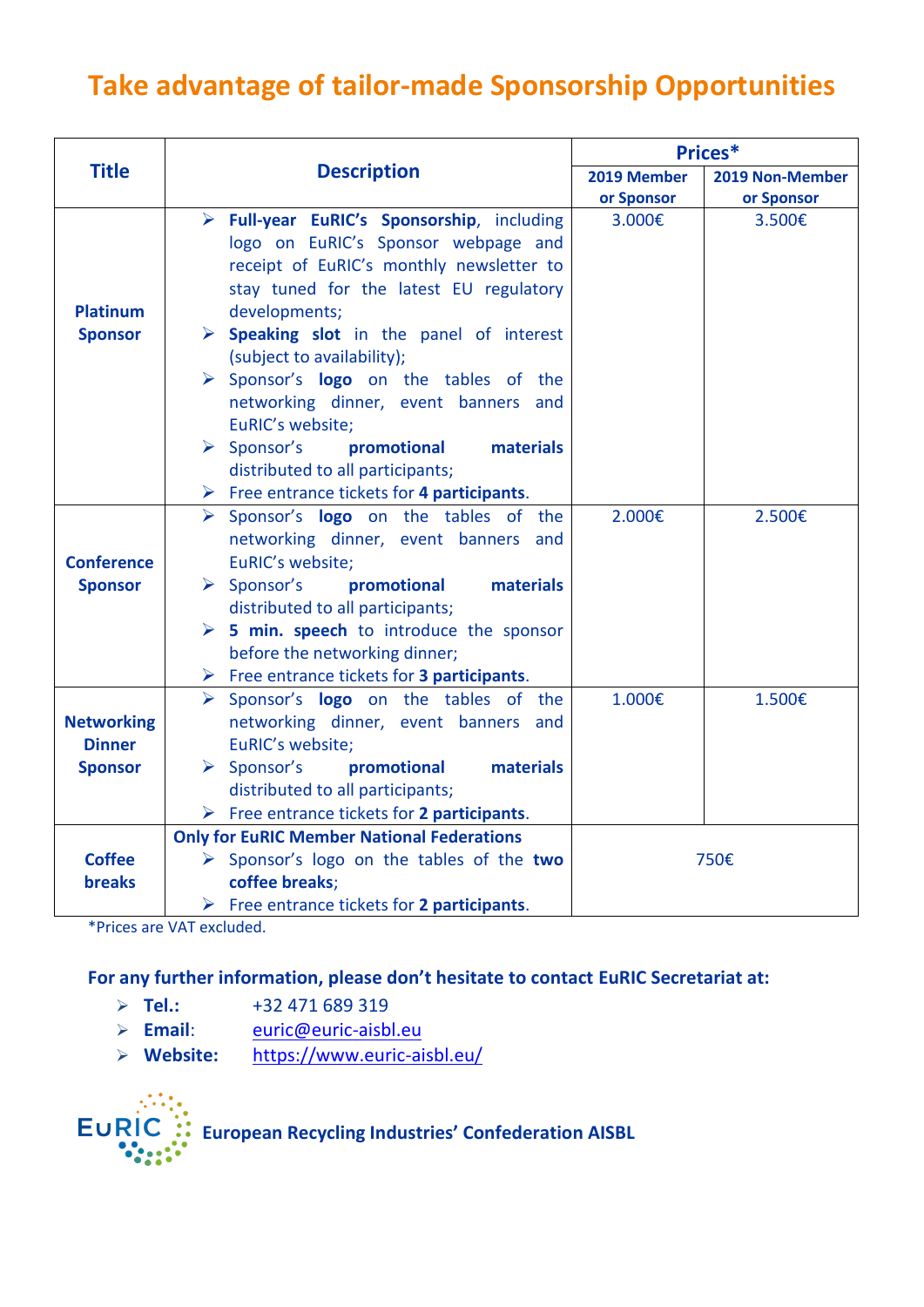# Take advantage of tailor-made Sponsorship Opportunities

| Title | Description | Prices* | |
|---|---|---|---|
| | | 2019 Member or Sponsor | 2019 Non-Member or Sponsor |
| **Platinum Sponsor** | ➢ **Full-year EuRIC's Sponsorship**, including logo on EuRIC's Sponsor webpage and receipt of EuRIC's monthly newsletter to stay tuned for the latest EU regulatory developments;<br>➢ **Speaking slot** in the panel of interest (subject to availability);<br>➢ Sponsor's **logo** on the tables of the networking dinner, event banners and EuRIC's website;<br>➢ Sponsor's **promotional materials** distributed to all participants;<br>➢ Free entrance tickets for **4 participants**. | 3.000€ | 3.500€ |
| **Conference Sponsor** | ➢ Sponsor's **logo** on the tables of the networking dinner, event banners and EuRIC's website;<br>➢ Sponsor's **promotional materials** distributed to all participants;<br>➢ **5 min. speech** to introduce the sponsor before the networking dinner;<br>➢ Free entrance tickets for **3 participants**. | 2.000€ | 2.500€ |
| **Networking Dinner Sponsor** | ➢ Sponsor's **logo** on the tables of the networking dinner, event banners and EuRIC's website;<br>➢ Sponsor's **promotional materials** distributed to all participants;<br>➢ Free entrance tickets for **2 participants**. | 1.000€ | 1.500€ |
| **Coffee breaks** | **Only for EuRIC Member National Federations**<br>➢ Sponsor's logo on the tables of the **two coffee breaks**;<br>➢ Free entrance tickets for **2 participants**. | 750€ | |

*Prices are VAT excluded.

**For any further information, please don't hesitate to contact EuRIC Secretariat at:**

- **Tel.:** +32 471 689 319
- **Email**: euric@euric-aisbl.eu
- **Website:** https://www.euric-aisbl.eu/

EuRIC **European Recycling Industries' Confederation AISBL**